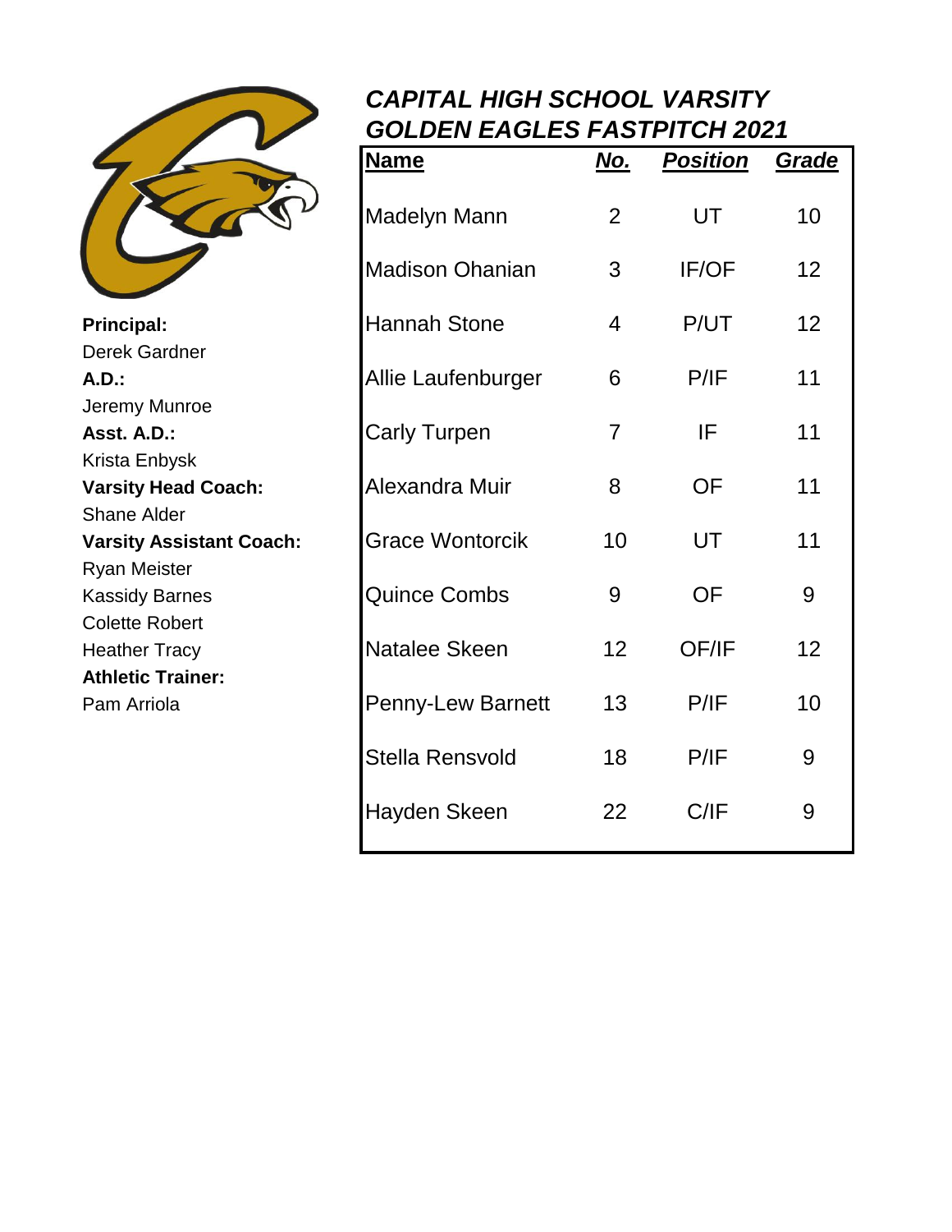# *CAPITAL HIGH SCHOOL VARSITY GOLDEN EAGLES FASTPITCH 2021*

**Principal:**
Derek Gardner

**A.D.:**
Jeremy Munroe

**Asst. A.D.:**
Krista Enbysk

**Varsity Head Coach:**
Shane Alder

**Varsity Assistant Coach:**
Ryan Meister
Kassidy Barnes
Colette Robert
Heather Tracy

**Athletic Trainer:**
Pam Arriola

| Name | No. | Position | Grade |
|---|---|---|---|
| Madelyn Mann | 2 | UT | 10 |
| Madison Ohanian | 3 | IF/OF | 12 |
| Hannah Stone | 4 | P/UT | 12 |
| Allie Laufenburger | 6 | P/IF | 11 |
| Carly Turpen | 7 | IF | 11 |
| Alexandra Muir | 8 | OF | 11 |
| Grace Wontorcik | 10 | UT | 11 |
| Quince Combs | 9 | OF | 9 |
| Natalee Skeen | 12 | OF/IF | 12 |
| Penny-Lew Barnett | 13 | P/IF | 10 |
| Stella Rensvold | 18 | P/IF | 9 |
| Hayden Skeen | 22 | C/IF | 9 |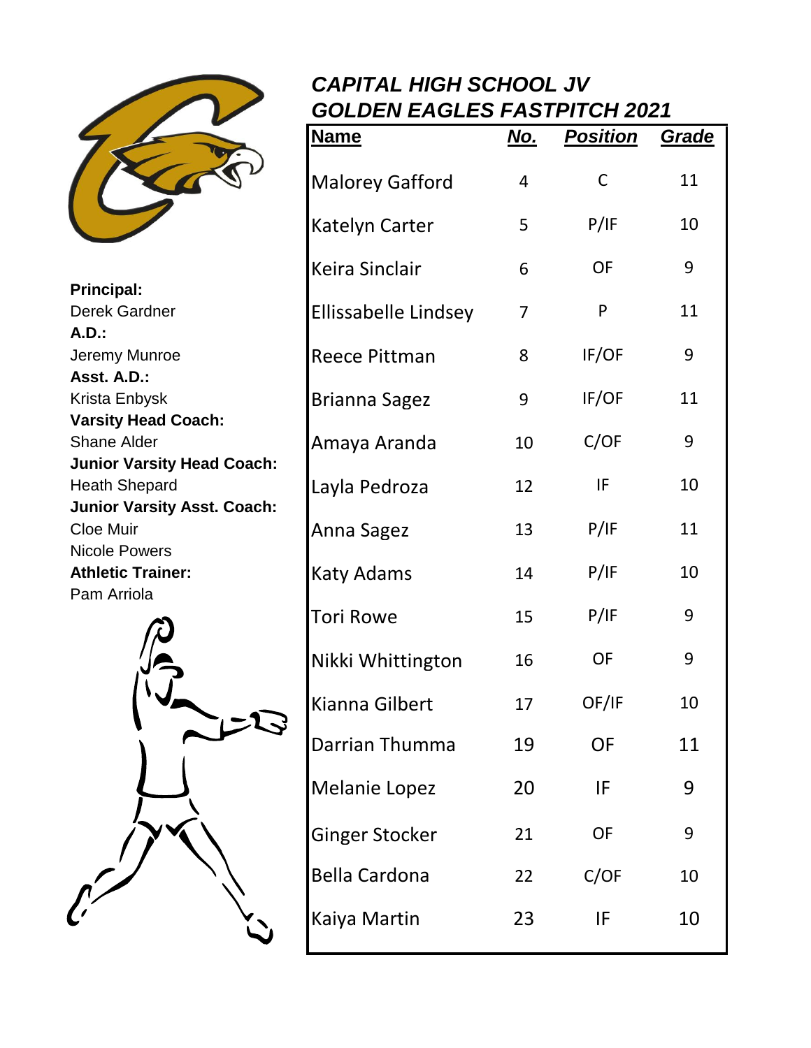# CAPITAL HIGH SCHOOL JV GOLDEN EAGLES FASTPITCH 2021

**Principal:**
Derek Gardner
**A.D.:**
Jeremy Munroe
**Asst. A.D.:**
Krista Enbysk
**Varsity Head Coach:**
Shane Alder
**Junior Varsity Head Coach:**
Heath Shepard
**Junior Varsity Asst. Coach:**
Cloe Muir
Nicole Powers
**Athletic Trainer:**
Pam Arriola

| Name | No. | Position | Grade |
|---|---|---|---|
| Malorey Gafford | 4 | C | 11 |
| Katelyn Carter | 5 | P/IF | 10 |
| Keira Sinclair | 6 | OF | 9 |
| Ellissabelle Lindsey | 7 | P | 11 |
| Reece Pittman | 8 | IF/OF | 9 |
| Brianna Sagez | 9 | IF/OF | 11 |
| Amaya Aranda | 10 | C/OF | 9 |
| Layla Pedroza | 12 | IF | 10 |
| Anna Sagez | 13 | P/IF | 11 |
| Katy Adams | 14 | P/IF | 10 |
| Tori Rowe | 15 | P/IF | 9 |
| Nikki Whittington | 16 | OF | 9 |
| Kianna Gilbert | 17 | OF/IF | 10 |
| Darrian Thumma | 19 | OF | 11 |
| Melanie Lopez | 20 | IF | 9 |
| Ginger Stocker | 21 | OF | 9 |
| Bella Cardona | 22 | C/OF | 10 |
| Kaiya Martin | 23 | IF | 10 |